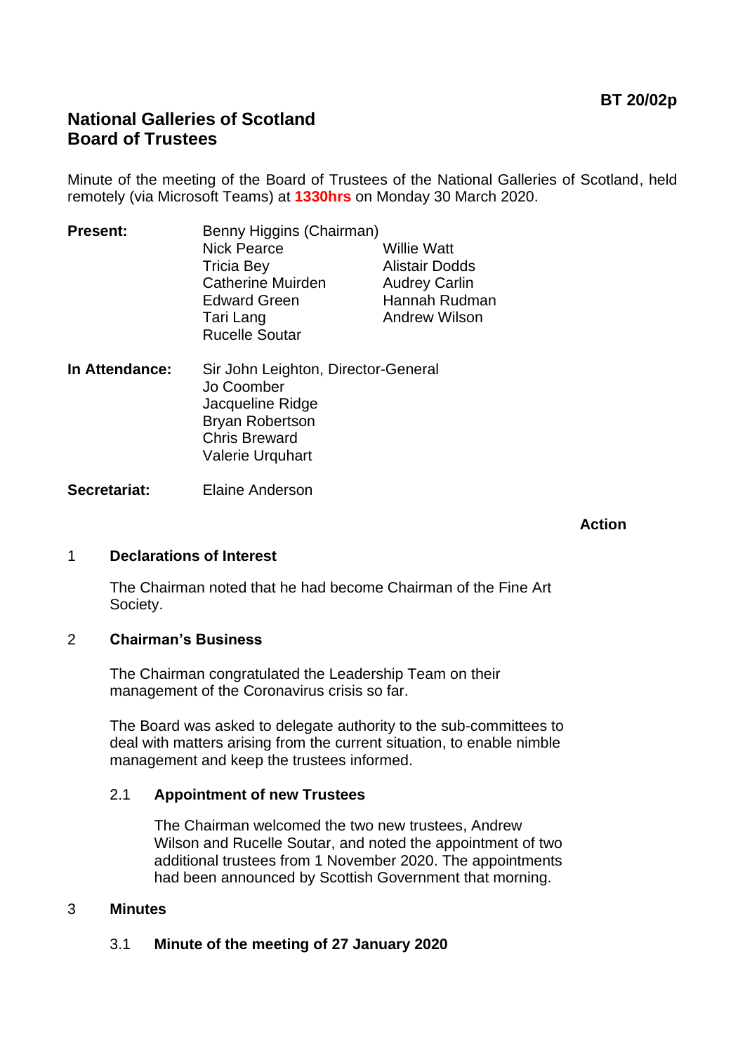**BT 20/02p**

# National Galleries of Scotland
# Board of Trustees

Minute of the meeting of the Board of Trustees of the National Galleries of Scotland, held remotely (via Microsoft Teams) at **1330hrs** on Monday 30 March 2020.

**Present:**
Benny Higgins (Chairman)
Nick Pearce
Tricia Bey
Catherine Muirden
Edward Green
Tari Lang
Rucelle Soutar
Willie Watt
Alistair Dodds
Audrey Carlin
Hannah Rudman
Andrew Wilson

**In Attendance:**
Sir John Leighton, Director-General
Jo Coomber
Jacqueline Ridge
Bryan Robertson
Chris Breward
Valerie Urquhart

**Secretariat:** Elaine Anderson

**Action**

## 1 Declarations of Interest

The Chairman noted that he had become Chairman of the Fine Art Society.

## 2 Chairman's Business

The Chairman congratulated the Leadership Team on their management of the Coronavirus crisis so far.

The Board was asked to delegate authority to the sub-committees to deal with matters arising from the current situation, to enable nimble management and keep the trustees informed.

### 2.1 Appointment of new Trustees

The Chairman welcomed the two new trustees, Andrew Wilson and Rucelle Soutar, and noted the appointment of two additional trustees from 1 November 2020. The appointments had been announced by Scottish Government that morning.

## 3 Minutes

### 3.1 Minute of the meeting of 27 January 2020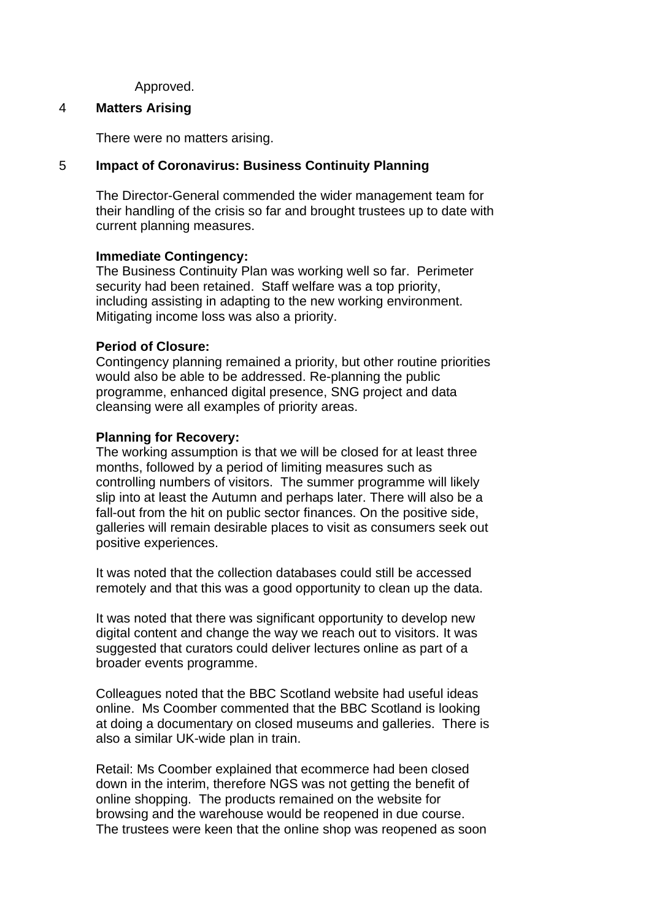Approved.

4 **Matters Arising**

There were no matters arising.

5 **Impact of Coronavirus: Business Continuity Planning**

The Director-General commended the wider management team for their handling of the crisis so far and brought trustees up to date with current planning measures.

**Immediate Contingency:**
The Business Continuity Plan was working well so far. Perimeter security had been retained. Staff welfare was a top priority, including assisting in adapting to the new working environment. Mitigating income loss was also a priority.

**Period of Closure:**
Contingency planning remained a priority, but other routine priorities would also be able to be addressed. Re-planning the public programme, enhanced digital presence, SNG project and data cleansing were all examples of priority areas.

**Planning for Recovery:**
The working assumption is that we will be closed for at least three months, followed by a period of limiting measures such as controlling numbers of visitors. The summer programme will likely slip into at least the Autumn and perhaps later. There will also be a fall-out from the hit on public sector finances. On the positive side, galleries will remain desirable places to visit as consumers seek out positive experiences.

It was noted that the collection databases could still be accessed remotely and that this was a good opportunity to clean up the data.

It was noted that there was significant opportunity to develop new digital content and change the way we reach out to visitors. It was suggested that curators could deliver lectures online as part of a broader events programme.

Colleagues noted that the BBC Scotland website had useful ideas online. Ms Coomber commented that the BBC Scotland is looking at doing a documentary on closed museums and galleries. There is also a similar UK-wide plan in train.

Retail: Ms Coomber explained that ecommerce had been closed down in the interim, therefore NGS was not getting the benefit of online shopping. The products remained on the website for browsing and the warehouse would be reopened in due course. The trustees were keen that the online shop was reopened as soon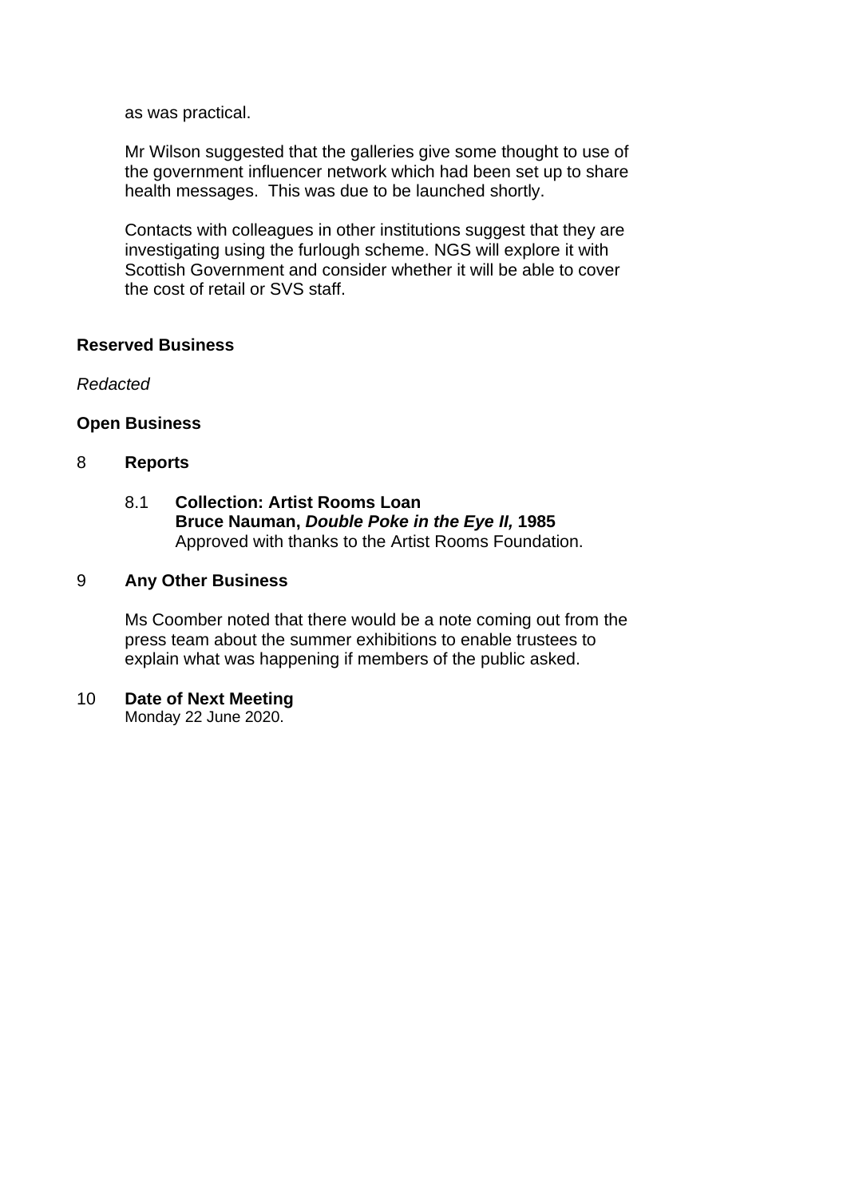as was practical.

Mr Wilson suggested that the galleries give some thought to use of the government influencer network which had been set up to share health messages. This was due to be launched shortly.

Contacts with colleagues in other institutions suggest that they are investigating using the furlough scheme. NGS will explore it with Scottish Government and consider whether it will be able to cover the cost of retail or SVS staff.

**Reserved Business**

*Redacted*

**Open Business**

8 **Reports**

8.1 **Collection: Artist Rooms Loan**
**Bruce Nauman, *Double Poke in the Eye II,* 1985**
Approved with thanks to the Artist Rooms Foundation.

9 **Any Other Business**

Ms Coomber noted that there would be a note coming out from the press team about the summer exhibitions to enable trustees to explain what was happening if members of the public asked.

10 **Date of Next Meeting**
Monday 22 June 2020.